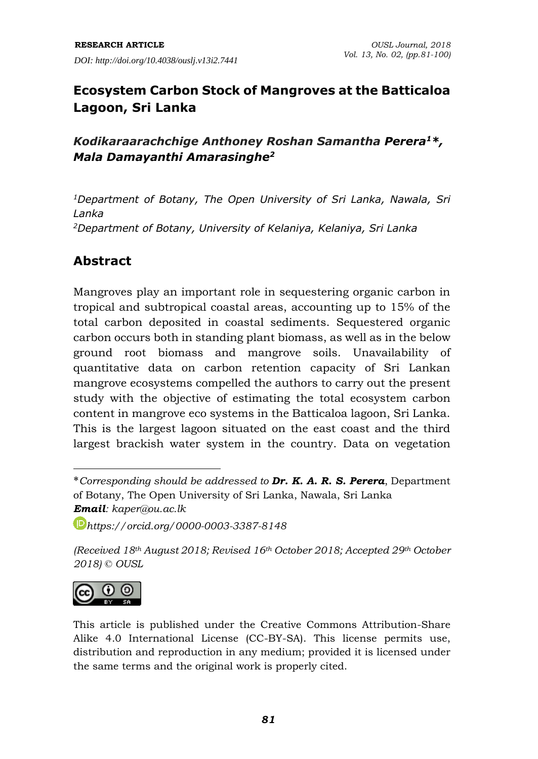RESEARCH ARTICLE

*DOI: http://doi.org/10.4038/ouslj.v13i2.7441*

# Ecosystem Carbon Stock of Mangroves at the Batticaloa Lagoon, Sri Lanka

***Kodikaraarachchige Anthoney Roshan Samantha Perera[1]\*, Mala Damayanthi Amarasinghe[2]***

*[1]Department of Botany, The Open University of Sri Lanka, Nawala, Sri Lanka*
*[2]Department of Botany, University of Kelaniya, Kelaniya, Sri Lanka*

## Abstract

Mangroves play an important role in sequestering organic carbon in tropical and subtropical coastal areas, accounting up to 15% of the total carbon deposited in coastal sediments. Sequestered organic carbon occurs both in standing plant biomass, as well as in the below ground root biomass and mangrove soils. Unavailability of quantitative data on carbon retention capacity of Sri Lankan mangrove ecosystems compelled the authors to carry out the present study with the objective of estimating the total ecosystem carbon content in mangrove eco systems in the Batticaloa lagoon, Sri Lanka. This is the largest lagoon situated on the east coast and the third largest brackish water system in the country. Data on vegetation

---

\**Corresponding should be addressed to* ***Dr. K. A. R. S. Perera***, Department of Botany, The Open University of Sri Lanka, Nawala, Sri Lanka
***Email****: kaper@ou.ac.lk*

*https://orcid.org/0000-0003-3387-8148*

*(Received 18th August 2018; Revised 16th October 2018; Accepted 29th October 2018) © OUSL*

This article is published under the Creative Commons Attribution-Share Alike 4.0 International License (CC-BY-SA). This license permits use, distribution and reproduction in any medium; provided it is licensed under the same terms and the original work is properly cited.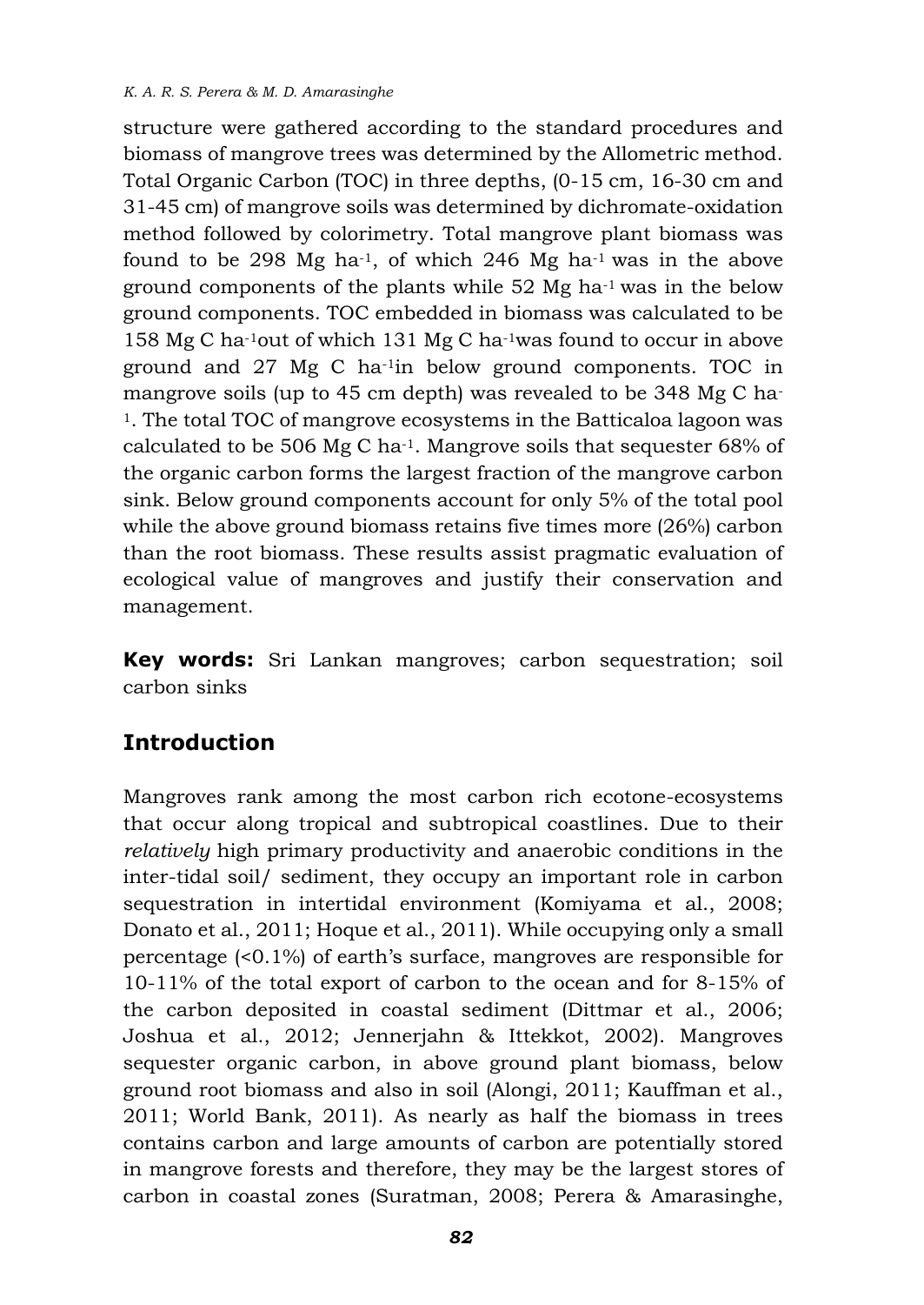structure were gathered according to the standard procedures and biomass of mangrove trees was determined by the Allometric method. Total Organic Carbon (TOC) in three depths, (0-15 cm, 16-30 cm and 31-45 cm) of mangrove soils was determined by dichromate-oxidation method followed by colorimetry. Total mangrove plant biomass was found to be 298 Mg ha$^{-1}$, of which 246 Mg ha$^{-1}$ was in the above ground components of the plants while 52 Mg ha$^{-1}$ was in the below ground components. TOC embedded in biomass was calculated to be 158 Mg C ha$^{-1}$out of which 131 Mg C ha$^{-1}$was found to occur in above ground and 27 Mg C ha$^{-1}$in below ground components. TOC in mangrove soils (up to 45 cm depth) was revealed to be 348 Mg C ha$^{-1}$. The total TOC of mangrove ecosystems in the Batticaloa lagoon was calculated to be 506 Mg C ha$^{-1}$. Mangrove soils that sequester 68% of the organic carbon forms the largest fraction of the mangrove carbon sink. Below ground components account for only 5% of the total pool while the above ground biomass retains five times more (26%) carbon than the root biomass. These results assist pragmatic evaluation of ecological value of mangroves and justify their conservation and management.

**Key words:** Sri Lankan mangroves; carbon sequestration; soil carbon sinks

## Introduction

Mangroves rank among the most carbon rich ecotone-ecosystems that occur along tropical and subtropical coastlines. Due to their *relatively* high primary productivity and anaerobic conditions in the inter-tidal soil/ sediment, they occupy an important role in carbon sequestration in intertidal environment (Komiyama et al., 2008; Donato et al., 2011; Hoque et al., 2011). While occupying only a small percentage (<0.1%) of earth's surface, mangroves are responsible for 10-11% of the total export of carbon to the ocean and for 8-15% of the carbon deposited in coastal sediment (Dittmar et al., 2006; Joshua et al., 2012; Jennerjahn & Ittekkot, 2002). Mangroves sequester organic carbon, in above ground plant biomass, below ground root biomass and also in soil (Alongi, 2011; Kauffman et al., 2011; World Bank, 2011). As nearly as half the biomass in trees contains carbon and large amounts of carbon are potentially stored in mangrove forests and therefore, they may be the largest stores of carbon in coastal zones (Suratman, 2008; Perera & Amarasinghe,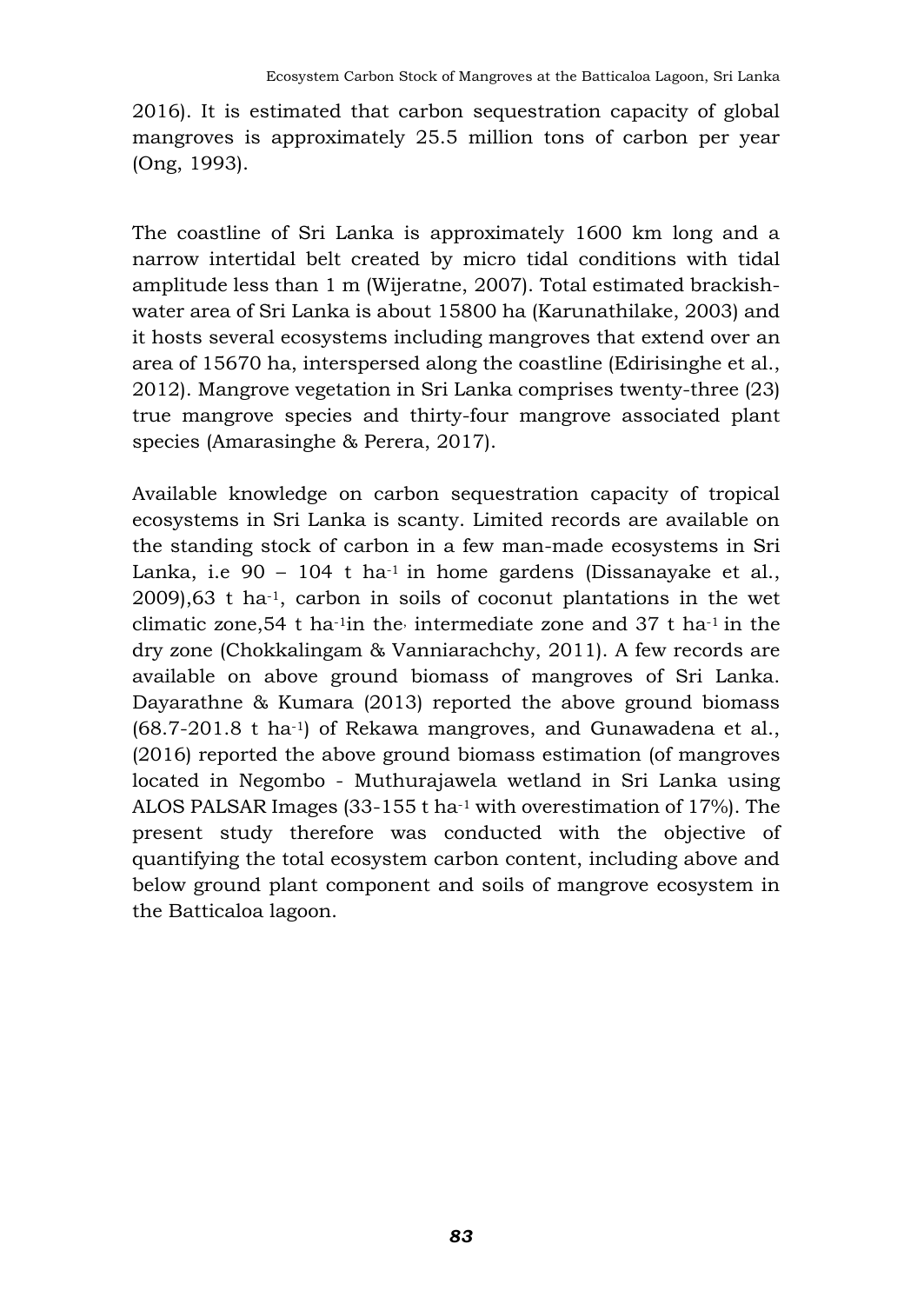2016). It is estimated that carbon sequestration capacity of global mangroves is approximately 25.5 million tons of carbon per year (Ong, 1993).

The coastline of Sri Lanka is approximately 1600 km long and a narrow intertidal belt created by micro tidal conditions with tidal amplitude less than 1 m (Wijeratne, 2007). Total estimated brackish-water area of Sri Lanka is about 15800 ha (Karunathilake, 2003) and it hosts several ecosystems including mangroves that extend over an area of 15670 ha, interspersed along the coastline (Edirisinghe et al., 2012). Mangrove vegetation in Sri Lanka comprises twenty-three (23) true mangrove species and thirty-four mangrove associated plant species (Amarasinghe & Perera, 2017).

Available knowledge on carbon sequestration capacity of tropical ecosystems in Sri Lanka is scanty. Limited records are available on the standing stock of carbon in a few man-made ecosystems in Sri Lanka, i.e 90 – 104 t $ha^{-1}$ in home gardens (Dissanayake et al., 2009),63 t $ha^{-1}$, carbon in soils of coconut plantations in the wet climatic zone,54 t $ha^{-1}$in the intermediate zone and 37 t $ha^{-1}$ in the dry zone (Chokkalingam & Vanniarachchy, 2011). A few records are available on above ground biomass of mangroves of Sri Lanka. Dayarathne & Kumara (2013) reported the above ground biomass (68.7-201.8 t $ha^{-1}$) of Rekawa mangroves, and Gunawadena et al., (2016) reported the above ground biomass estimation (of mangroves located in Negombo - Muthurajawela wetland in Sri Lanka using ALOS PALSAR Images (33-155 t $ha^{-1}$ with overestimation of 17%). The present study therefore was conducted with the objective of quantifying the total ecosystem carbon content, including above and below ground plant component and soils of mangrove ecosystem in the Batticaloa lagoon.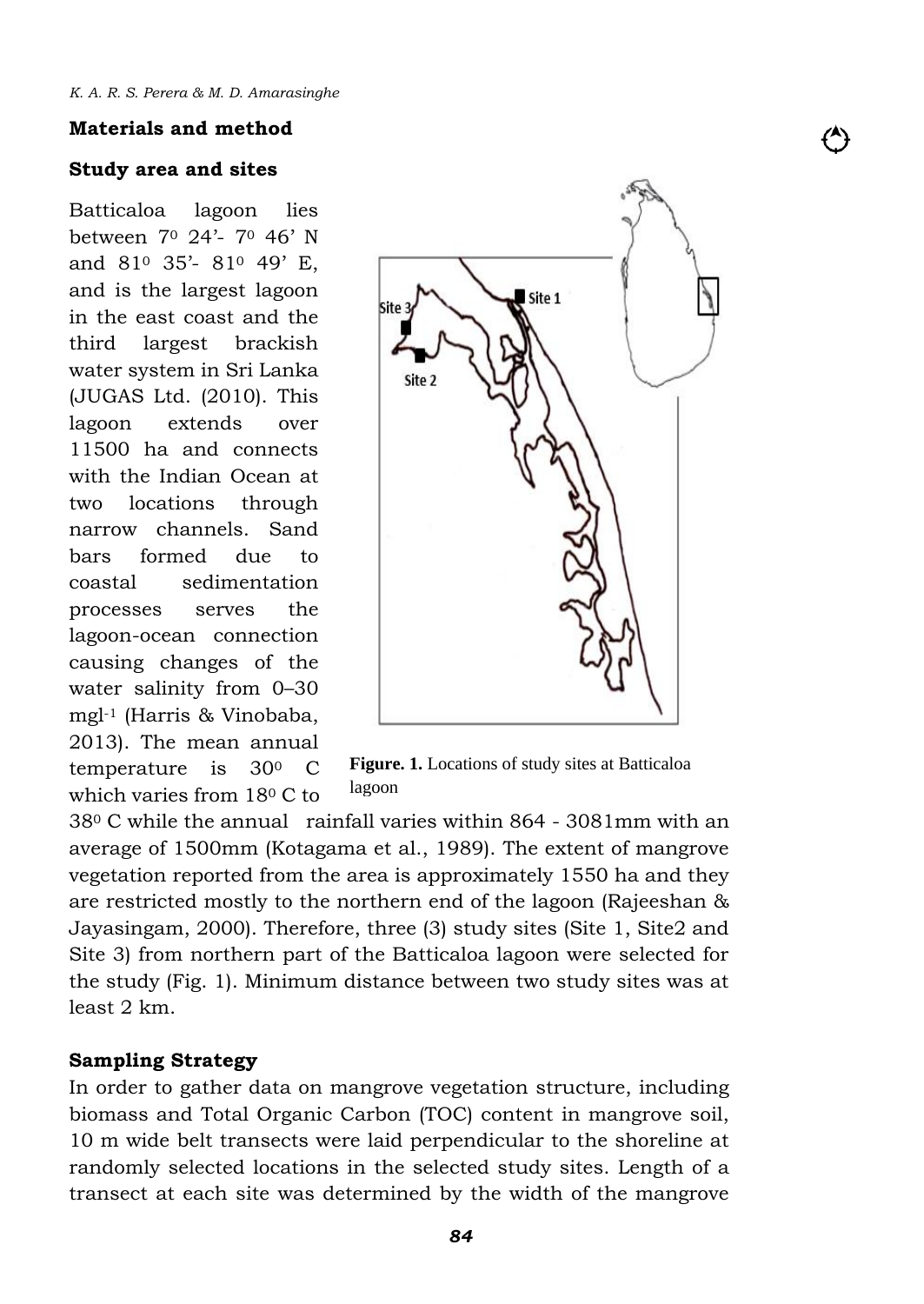## Materials and method

### Study area and sites

Batticaloa lagoon lies between $7^0$ 24'- $7^0$ 46' N and $81^0$ 35'- $81^0$ 49' E, and is the largest lagoon in the east coast and the third largest brackish water system in Sri Lanka (JUGAS Ltd. (2010). This lagoon extends over 11500 ha and connects with the Indian Ocean at two locations through narrow channels. Sand bars formed due to coastal sedimentation processes serves the lagoon-ocean connection causing changes of the water salinity from 0–30 $mgl^{-1}$ (Harris & Vinobaba, 2013). The mean annual temperature is $30^0$ C which varies from $18^0$ C to $38^0$ C while the annual rainfall varies within 864 - 3081mm with an average of 1500mm (Kotagama et al., 1989). The extent of mangrove vegetation reported from the area is approximately 1550 ha and they are restricted mostly to the northern end of the lagoon (Rajeeshan & Jayasingam, 2000). Therefore, three (3) study sites (Site 1, Site2 and Site 3) from northern part of the Batticaloa lagoon were selected for the study (Fig. 1). Minimum distance between two study sites was at least 2 km.

**Figure. 1.** Locations of study sites at Batticaloa lagoon

### Sampling Strategy

In order to gather data on mangrove vegetation structure, including biomass and Total Organic Carbon (TOC) content in mangrove soil, 10 m wide belt transects were laid perpendicular to the shoreline at randomly selected locations in the selected study sites. Length of a transect at each site was determined by the width of the mangrove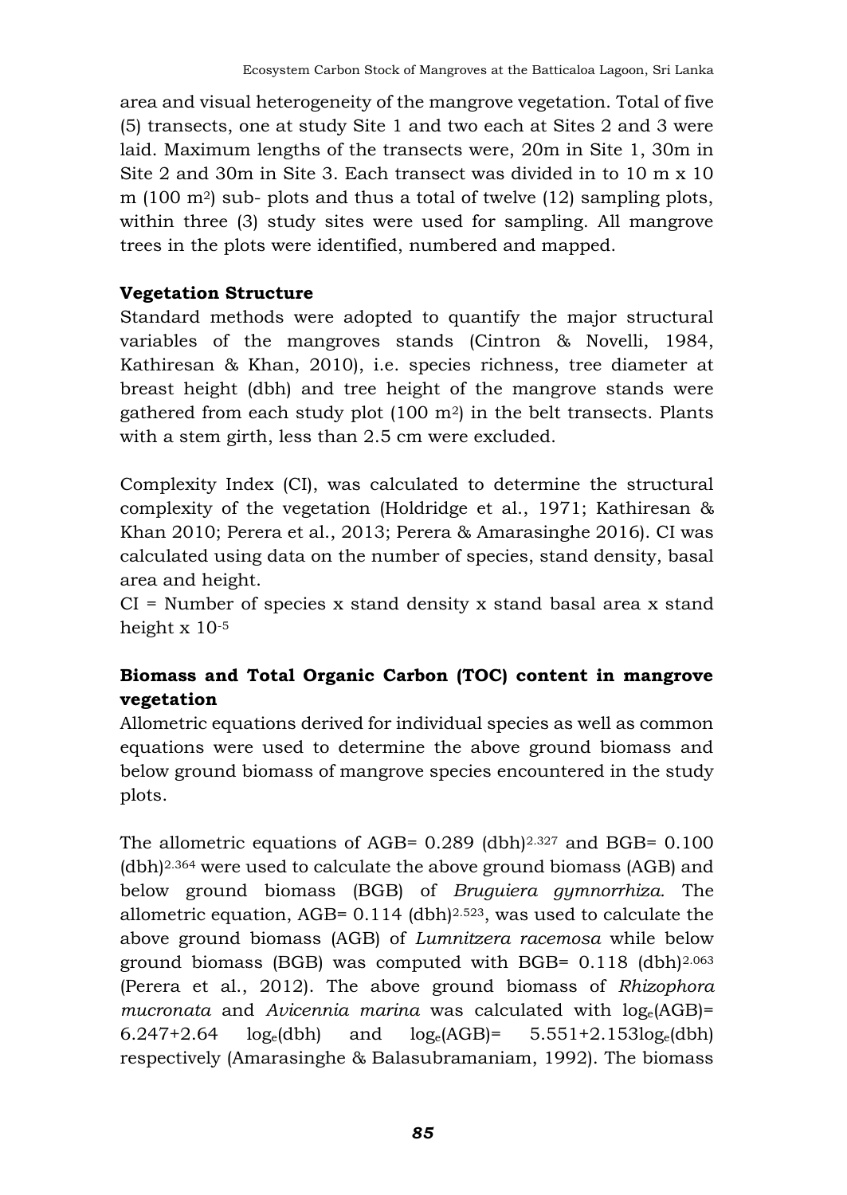area and visual heterogeneity of the mangrove vegetation. Total of five (5) transects, one at study Site 1 and two each at Sites 2 and 3 were laid. Maximum lengths of the transects were, 20m in Site 1, 30m in Site 2 and 30m in Site 3. Each transect was divided in to 10 m x 10 m (100 $m^2$) sub- plots and thus a total of twelve (12) sampling plots, within three (3) study sites were used for sampling. All mangrove trees in the plots were identified, numbered and mapped.

**Vegetation Structure**

Standard methods were adopted to quantify the major structural variables of the mangroves stands (Cintron & Novelli, 1984, Kathiresan & Khan, 2010), i.e. species richness, tree diameter at breast height (dbh) and tree height of the mangrove stands were gathered from each study plot (100 $m^2$) in the belt transects. Plants with a stem girth, less than 2.5 cm were excluded.

Complexity Index (CI), was calculated to determine the structural complexity of the vegetation (Holdridge et al., 1971; Kathiresan & Khan 2010; Perera et al., 2013; Perera & Amarasinghe 2016). CI was calculated using data on the number of species, stand density, basal area and height.

CI = Number of species x stand density x stand basal area x stand height x $10^{-5}$

**Biomass and Total Organic Carbon (TOC) content in mangrove vegetation**

Allometric equations derived for individual species as well as common equations were used to determine the above ground biomass and below ground biomass of mangrove species encountered in the study plots.

The allometric equations of $AGB = 0.289\,(dbh)^{2.327}$ and $BGB = 0.100\,(dbh)^{2.364}$ were used to calculate the above ground biomass (AGB) and below ground biomass (BGB) of *Bruguiera gymnorrhiza.* The allometric equation, $AGB = 0.114\,(dbh)^{2.523}$, was used to calculate the above ground biomass (AGB) of *Lumnitzera racemosa* while below ground biomass (BGB) was computed with $BGB = 0.118\,(dbh)^{2.063}$ (Perera et al., 2012). The above ground biomass of *Rhizophora mucronata* and *Avicennia marina* was calculated with $\log_e(AGB) = 6.247 + 2.64\ \log_e(dbh)$ and $\log_e(AGB) = 5.551 + 2.153\log_e(dbh)$ respectively (Amarasinghe & Balasubramaniam, 1992). The biomass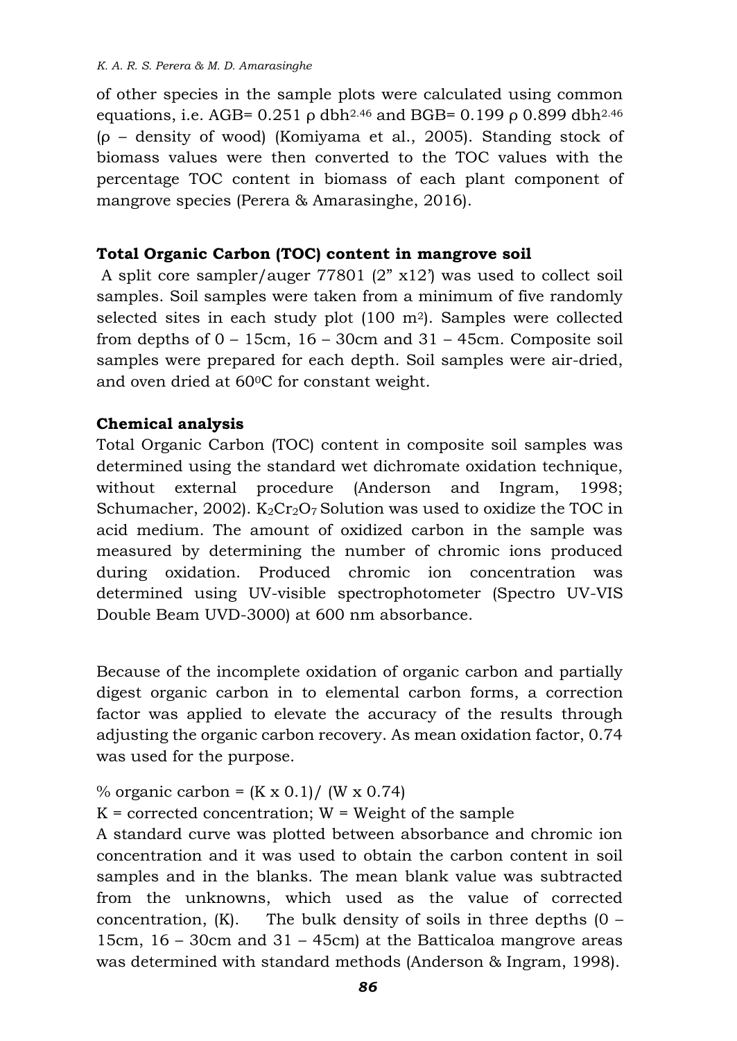of other species in the sample plots were calculated using common equations, i.e. AGB= 0.251 $\rho$ dbh$^{2.46}$ and BGB= 0.199 $\rho$ 0.899 dbh$^{2.46}$ ($\rho$ – density of wood) (Komiyama et al., 2005). Standing stock of biomass values were then converted to the TOC values with the percentage TOC content in biomass of each plant component of mangrove species (Perera & Amarasinghe, 2016).

### Total Organic Carbon (TOC) content in mangrove soil

A split core sampler/auger 77801 (2" x12') was used to collect soil samples. Soil samples were taken from a minimum of five randomly selected sites in each study plot (100 m$^2$). Samples were collected from depths of 0 – 15cm, 16 – 30cm and 31 – 45cm. Composite soil samples were prepared for each depth. Soil samples were air-dried, and oven dried at 60$^0$C for constant weight.

### Chemical analysis

Total Organic Carbon (TOC) content in composite soil samples was determined using the standard wet dichromate oxidation technique, without external procedure (Anderson and Ingram, 1998; Schumacher, 2002). $K_2Cr_2O_7$ Solution was used to oxidize the TOC in acid medium. The amount of oxidized carbon in the sample was measured by determining the number of chromic ions produced during oxidation. Produced chromic ion concentration was determined using UV-visible spectrophotometer (Spectro UV-VIS Double Beam UVD-3000) at 600 nm absorbance.

Because of the incomplete oxidation of organic carbon and partially digest organic carbon in to elemental carbon forms, a correction factor was applied to elevate the accuracy of the results through adjusting the organic carbon recovery. As mean oxidation factor, 0.74 was used for the purpose.

$$\% \text{ organic carbon} = (K \times 0.1) / (W \times 0.74)$$

K = corrected concentration; W = Weight of the sample

A standard curve was plotted between absorbance and chromic ion concentration and it was used to obtain the carbon content in soil samples and in the blanks. The mean blank value was subtracted from the unknowns, which used as the value of corrected concentration, (K). The bulk density of soils in three depths (0 – 15cm, 16 – 30cm and 31 – 45cm) at the Batticaloa mangrove areas was determined with standard methods (Anderson & Ingram, 1998).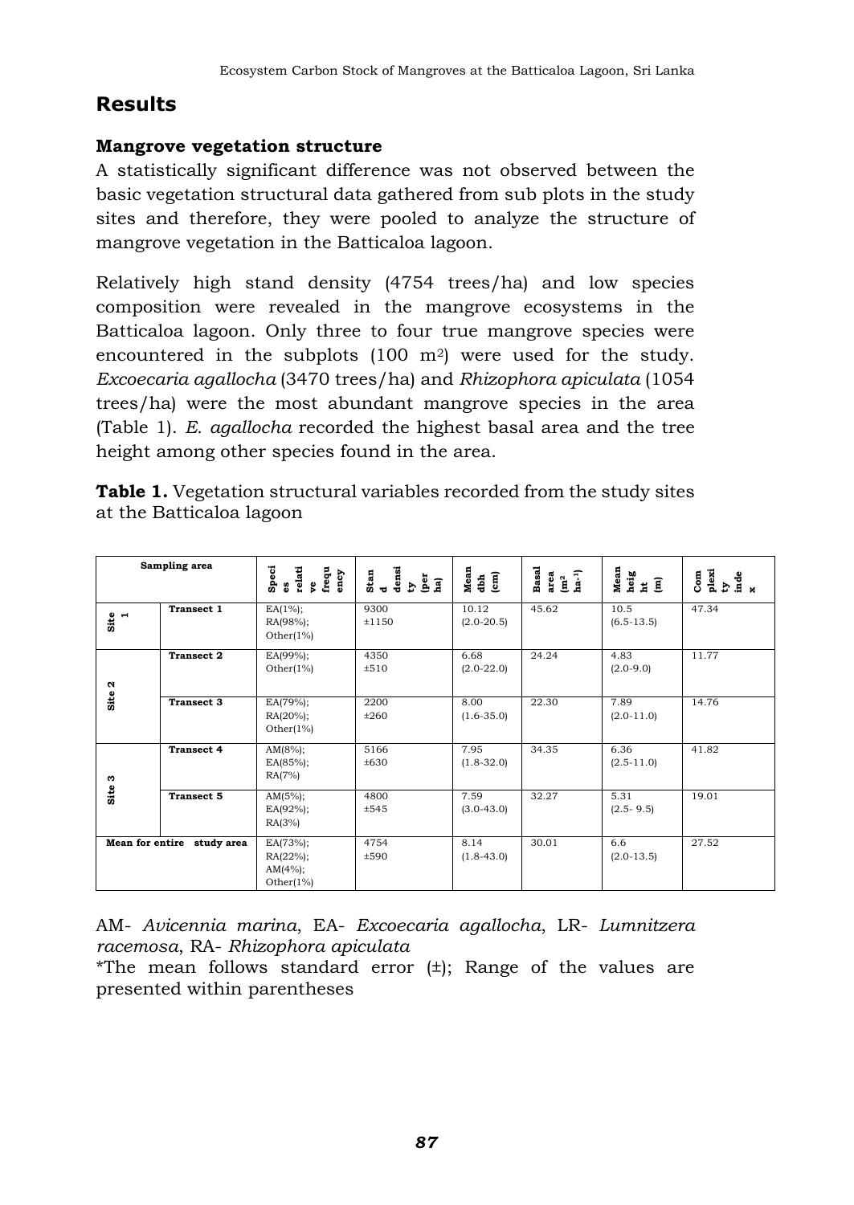## Results

### Mangrove vegetation structure

A statistically significant difference was not observed between the basic vegetation structural data gathered from sub plots in the study sites and therefore, they were pooled to analyze the structure of mangrove vegetation in the Batticaloa lagoon.

Relatively high stand density (4754 trees/ha) and low species composition were revealed in the mangrove ecosystems in the Batticaloa lagoon. Only three to four true mangrove species were encountered in the subplots (100 $m^2$) were used for the study. *Excoecaria agallocha* (3470 trees/ha) and *Rhizophora apiculata* (1054 trees/ha) were the most abundant mangrove species in the area (Table 1). *E. agallocha* recorded the highest basal area and the tree height among other species found in the area.

**Table 1.** Vegetation structural variables recorded from the study sites at the Batticaloa lagoon

| Sampling area | | Species relative frequency | Stand density (per ha) | Mean dbh (cm) | Basal area ($m^2$ $ha^{-1}$) | Mean height (m) | Complexity index |
|---|---|---|---|---|---|---|---|
| Site 1 | Transect 1 | EA(1%); RA(98%); Other(1%) | 9300 ±1150 | 10.12 (2.0-20.5) | 45.62 | 10.5 (6.5-13.5) | 47.34 |
| Site 2 | Transect 2 | EA(99%); Other(1%) | 4350 ±510 | 6.68 (2.0-22.0) | 24.24 | 4.83 (2.0-9.0) | 11.77 |
| | Transect 3 | EA(79%); RA(20%); Other(1%) | 2200 ±260 | 8.00 (1.6-35.0) | 22.30 | 7.89 (2.0-11.0) | 14.76 |
| Site 3 | Transect 4 | AM(8%); EA(85%); RA(7%) | 5166 ±630 | 7.95 (1.8-32.0) | 34.35 | 6.36 (2.5-11.0) | 41.82 |
| | Transect 5 | AM(5%); EA(92%); RA(3%) | 4800 ±545 | 7.59 (3.0-43.0) | 32.27 | 5.31 (2.5- 9.5) | 19.01 |
| Mean for entire study area | | EA(73%); RA(22%); AM(4%); Other(1%) | 4754 ±590 | 8.14 (1.8-43.0) | 30.01 | 6.6 (2.0-13.5) | 27.52 |

AM- *Avicennia marina*, EA- *Excoecaria agallocha*, LR- *Lumnitzera racemosa*, RA- *Rhizophora apiculata*

*The mean follows standard error (±); Range of the values are presented within parentheses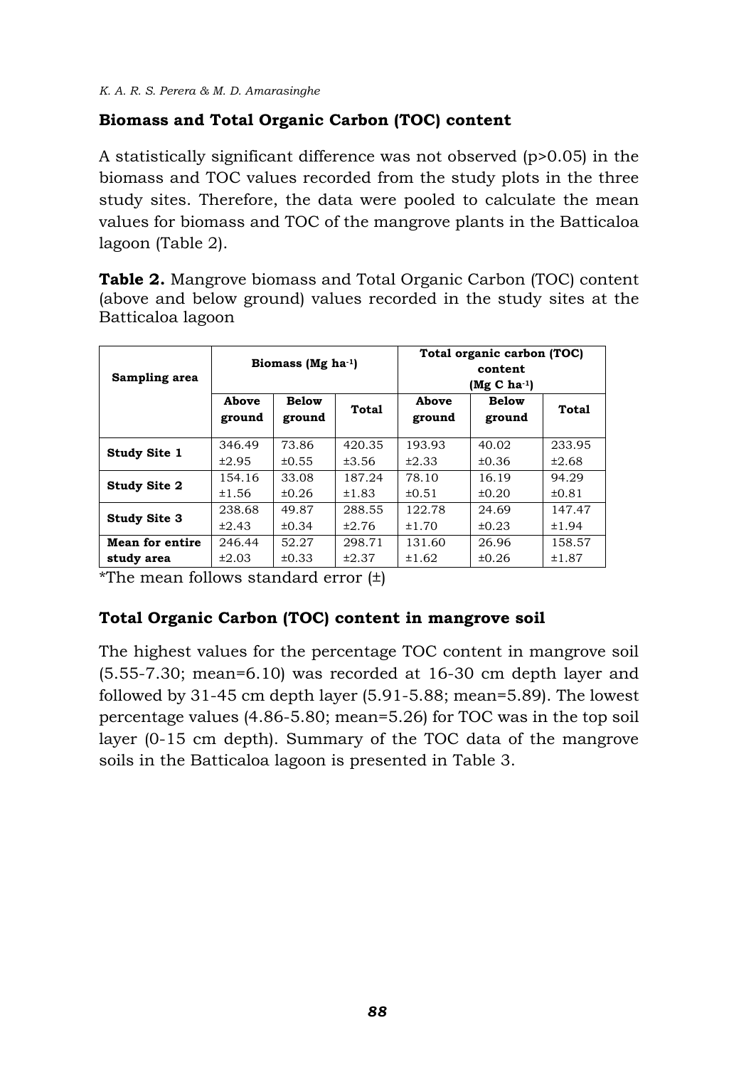**Biomass and Total Organic Carbon (TOC) content**

A statistically significant difference was not observed ($p>0.05$) in the biomass and TOC values recorded from the study plots in the three study sites. Therefore, the data were pooled to calculate the mean values for biomass and TOC of the mangrove plants in the Batticaloa lagoon (Table 2).

**Table 2.** Mangrove biomass and Total Organic Carbon (TOC) content (above and below ground) values recorded in the study sites at the Batticaloa lagoon

| Sampling area | Biomass (Mg ha$^{-1}$) | | | Total organic carbon (TOC) content (Mg C ha$^{-1}$) | | |
|---|---|---|---|---|---|---|
| | Above ground | Below ground | Total | Above ground | Below ground | Total |
| **Study Site 1** | 346.49 ±2.95 | 73.86 ±0.55 | 420.35 ±3.56 | 193.93 ±2.33 | 40.02 ±0.36 | 233.95 ±2.68 |
| **Study Site 2** | 154.16 ±1.56 | 33.08 ±0.26 | 187.24 ±1.83 | 78.10 ±0.51 | 16.19 ±0.20 | 94.29 ±0.81 |
| **Study Site 3** | 238.68 ±2.43 | 49.87 ±0.34 | 288.55 ±2.76 | 122.78 ±1.70 | 24.69 ±0.23 | 147.47 ±1.94 |
| **Mean for entire study area** | 246.44 ±2.03 | 52.27 ±0.33 | 298.71 ±2.37 | 131.60 ±1.62 | 26.96 ±0.26 | 158.57 ±1.87 |

*The mean follows standard error (±)

**Total Organic Carbon (TOC) content in mangrove soil**

The highest values for the percentage TOC content in mangrove soil (5.55-7.30; mean=6.10) was recorded at 16-30 cm depth layer and followed by 31-45 cm depth layer (5.91-5.88; mean=5.89). The lowest percentage values (4.86-5.80; mean=5.26) for TOC was in the top soil layer (0-15 cm depth). Summary of the TOC data of the mangrove soils in the Batticaloa lagoon is presented in Table 3.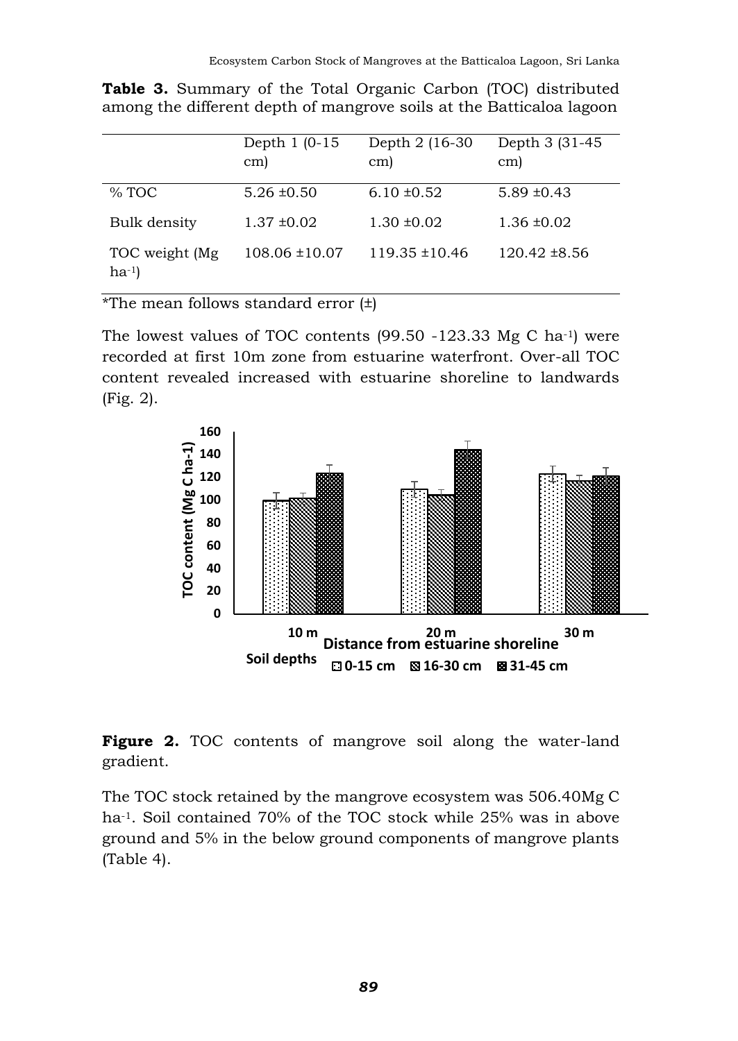**Table 3.** Summary of the Total Organic Carbon (TOC) distributed among the different depth of mangrove soils at the Batticaloa lagoon

| | Depth 1 (0-15 cm) | Depth 2 (16-30 cm) | Depth 3 (31-45 cm) |
|---|---|---|---|
| % TOC | 5.26 ±0.50 | 6.10 ±0.52 | 5.89 ±0.43 |
| Bulk density | 1.37 ±0.02 | 1.30 ±0.02 | 1.36 ±0.02 |
| TOC weight (Mg $ha^{-1}$) | 108.06 ±10.07 | 119.35 ±10.46 | 120.42 ±8.56 |

*The mean follows standard error (±)

The lowest values of TOC contents (99.50 -123.33 Mg C $ha^{-1}$) were recorded at first 10m zone from estuarine waterfront. Over-all TOC content revealed increased with estuarine shoreline to landwards (Fig. 2).

**Figure 2.** TOC contents of mangrove soil along the water-land gradient.

The TOC stock retained by the mangrove ecosystem was 506.40Mg C $ha^{-1}$. Soil contained 70% of the TOC stock while 25% was in above ground and 5% in the below ground components of mangrove plants (Table 4).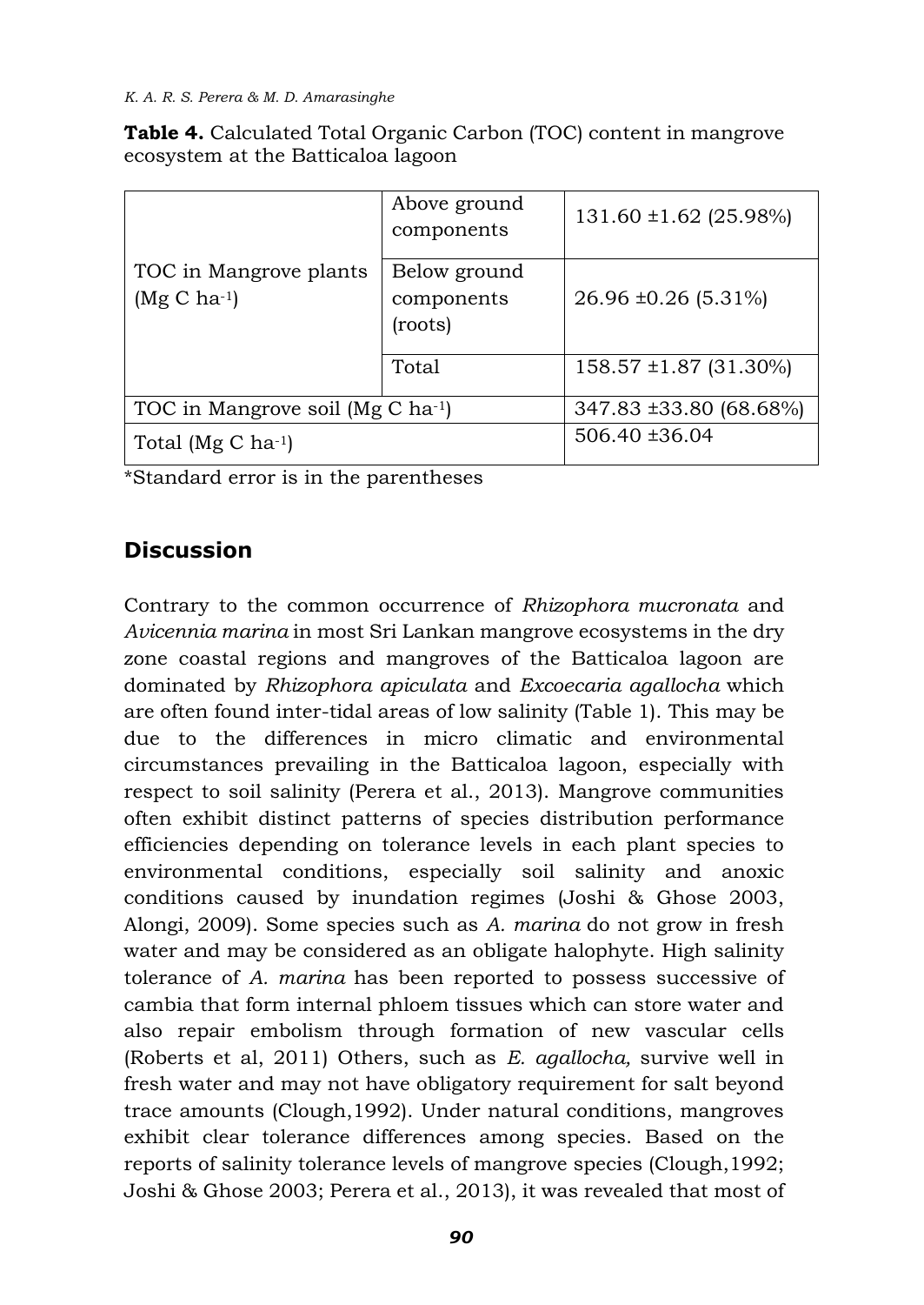**Table 4.** Calculated Total Organic Carbon (TOC) content in mangrove ecosystem at the Batticaloa lagoon

| | | |
|---|---|---|
| TOC in Mangrove plants (Mg C ha$^{-1}$) | Above ground components | 131.60 ±1.62 (25.98%) |
| | Below ground components (roots) | 26.96 ±0.26 (5.31%) |
| | Total | 158.57 ±1.87 (31.30%) |
| TOC in Mangrove soil (Mg C ha$^{-1}$) | | 347.83 ±33.80 (68.68%) |
| Total (Mg C ha$^{-1}$) | | 506.40 ±36.04 |

*Standard error is in the parentheses

## Discussion

Contrary to the common occurrence of *Rhizophora mucronata* and *Avicennia marina* in most Sri Lankan mangrove ecosystems in the dry zone coastal regions and mangroves of the Batticaloa lagoon are dominated by *Rhizophora apiculata* and *Excoecaria agallocha* which are often found inter-tidal areas of low salinity (Table 1). This may be due to the differences in micro climatic and environmental circumstances prevailing in the Batticaloa lagoon, especially with respect to soil salinity (Perera et al., 2013). Mangrove communities often exhibit distinct patterns of species distribution performance efficiencies depending on tolerance levels in each plant species to environmental conditions, especially soil salinity and anoxic conditions caused by inundation regimes (Joshi & Ghose 2003, Alongi, 2009). Some species such as *A. marina* do not grow in fresh water and may be considered as an obligate halophyte. High salinity tolerance of *A. marina* has been reported to possess successive of cambia that form internal phloem tissues which can store water and also repair embolism through formation of new vascular cells (Roberts et al, 2011) Others, such as *E. agallocha,* survive well in fresh water and may not have obligatory requirement for salt beyond trace amounts (Clough,1992). Under natural conditions, mangroves exhibit clear tolerance differences among species. Based on the reports of salinity tolerance levels of mangrove species (Clough,1992; Joshi & Ghose 2003; Perera et al., 2013), it was revealed that most of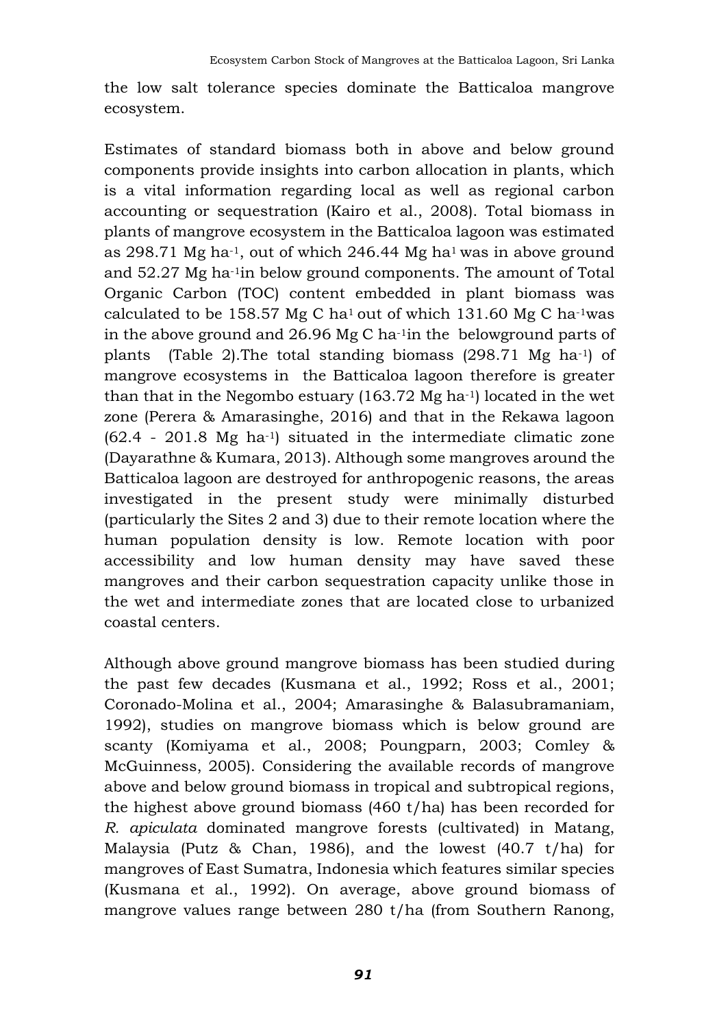the low salt tolerance species dominate the Batticaloa mangrove ecosystem.

Estimates of standard biomass both in above and below ground components provide insights into carbon allocation in plants, which is a vital information regarding local as well as regional carbon accounting or sequestration (Kairo et al., 2008). Total biomass in plants of mangrove ecosystem in the Batticaloa lagoon was estimated as 298.71 Mg ha$^{-1}$, out of which 246.44 Mg ha$^{1}$ was in above ground and 52.27 Mg ha$^{-1}$in below ground components. The amount of Total Organic Carbon (TOC) content embedded in plant biomass was calculated to be 158.57 Mg C ha$^{1}$ out of which 131.60 Mg C ha$^{-1}$was in the above ground and 26.96 Mg C ha$^{-1}$in the belowground parts of plants (Table 2).The total standing biomass (298.71 Mg ha$^{-1}$) of mangrove ecosystems in the Batticaloa lagoon therefore is greater than that in the Negombo estuary (163.72 Mg ha$^{-1}$) located in the wet zone (Perera & Amarasinghe, 2016) and that in the Rekawa lagoon (62.4 - 201.8 Mg ha$^{-1}$) situated in the intermediate climatic zone (Dayarathne & Kumara, 2013). Although some mangroves around the Batticaloa lagoon are destroyed for anthropogenic reasons, the areas investigated in the present study were minimally disturbed (particularly the Sites 2 and 3) due to their remote location where the human population density is low. Remote location with poor accessibility and low human density may have saved these mangroves and their carbon sequestration capacity unlike those in the wet and intermediate zones that are located close to urbanized coastal centers.

Although above ground mangrove biomass has been studied during the past few decades (Kusmana et al., 1992; Ross et al., 2001; Coronado-Molina et al., 2004; Amarasinghe & Balasubramaniam, 1992), studies on mangrove biomass which is below ground are scanty (Komiyama et al., 2008; Poungparn, 2003; Comley & McGuinness, 2005). Considering the available records of mangrove above and below ground biomass in tropical and subtropical regions, the highest above ground biomass (460 t/ha) has been recorded for *R. apiculata* dominated mangrove forests (cultivated) in Matang, Malaysia (Putz & Chan, 1986), and the lowest (40.7 t/ha) for mangroves of East Sumatra, Indonesia which features similar species (Kusmana et al., 1992). On average, above ground biomass of mangrove values range between 280 t/ha (from Southern Ranong,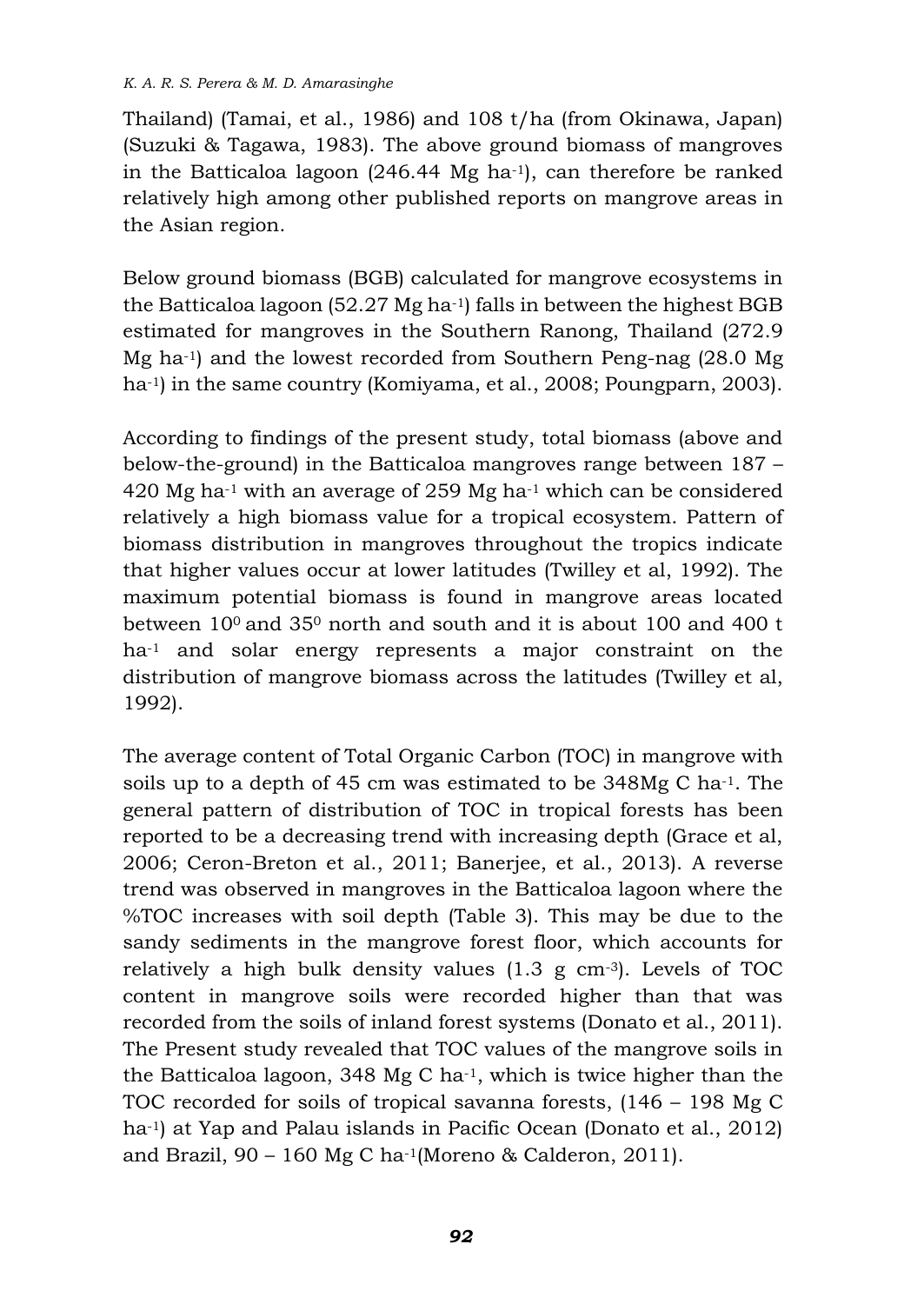Thailand) (Tamai, et al., 1986) and 108 t/ha (from Okinawa, Japan) (Suzuki & Tagawa, 1983). The above ground biomass of mangroves in the Batticaloa lagoon (246.44 Mg $ha^{-1}$), can therefore be ranked relatively high among other published reports on mangrove areas in the Asian region.

Below ground biomass (BGB) calculated for mangrove ecosystems in the Batticaloa lagoon (52.27 Mg $ha^{-1}$) falls in between the highest BGB estimated for mangroves in the Southern Ranong, Thailand (272.9 Mg $ha^{-1}$) and the lowest recorded from Southern Peng-nag (28.0 Mg $ha^{-1}$) in the same country (Komiyama, et al., 2008; Poungparn, 2003).

According to findings of the present study, total biomass (above and below-the-ground) in the Batticaloa mangroves range between 187 – 420 Mg $ha^{-1}$ with an average of 259 Mg $ha^{-1}$ which can be considered relatively a high biomass value for a tropical ecosystem. Pattern of biomass distribution in mangroves throughout the tropics indicate that higher values occur at lower latitudes (Twilley et al, 1992). The maximum potential biomass is found in mangrove areas located between $10^0$ and $35^0$ north and south and it is about 100 and 400 t $ha^{-1}$ and solar energy represents a major constraint on the distribution of mangrove biomass across the latitudes (Twilley et al, 1992).

The average content of Total Organic Carbon (TOC) in mangrove with soils up to a depth of 45 cm was estimated to be 348Mg C $ha^{-1}$. The general pattern of distribution of TOC in tropical forests has been reported to be a decreasing trend with increasing depth (Grace et al, 2006; Ceron-Breton et al., 2011; Banerjee, et al., 2013). A reverse trend was observed in mangroves in the Batticaloa lagoon where the %TOC increases with soil depth (Table 3). This may be due to the sandy sediments in the mangrove forest floor, which accounts for relatively a high bulk density values (1.3 g $cm^{-3}$). Levels of TOC content in mangrove soils were recorded higher than that was recorded from the soils of inland forest systems (Donato et al., 2011). The Present study revealed that TOC values of the mangrove soils in the Batticaloa lagoon, 348 Mg C $ha^{-1}$, which is twice higher than the TOC recorded for soils of tropical savanna forests, (146 – 198 Mg C $ha^{-1}$) at Yap and Palau islands in Pacific Ocean (Donato et al., 2012) and Brazil, 90 – 160 Mg C $ha^{-1}$(Moreno & Calderon, 2011).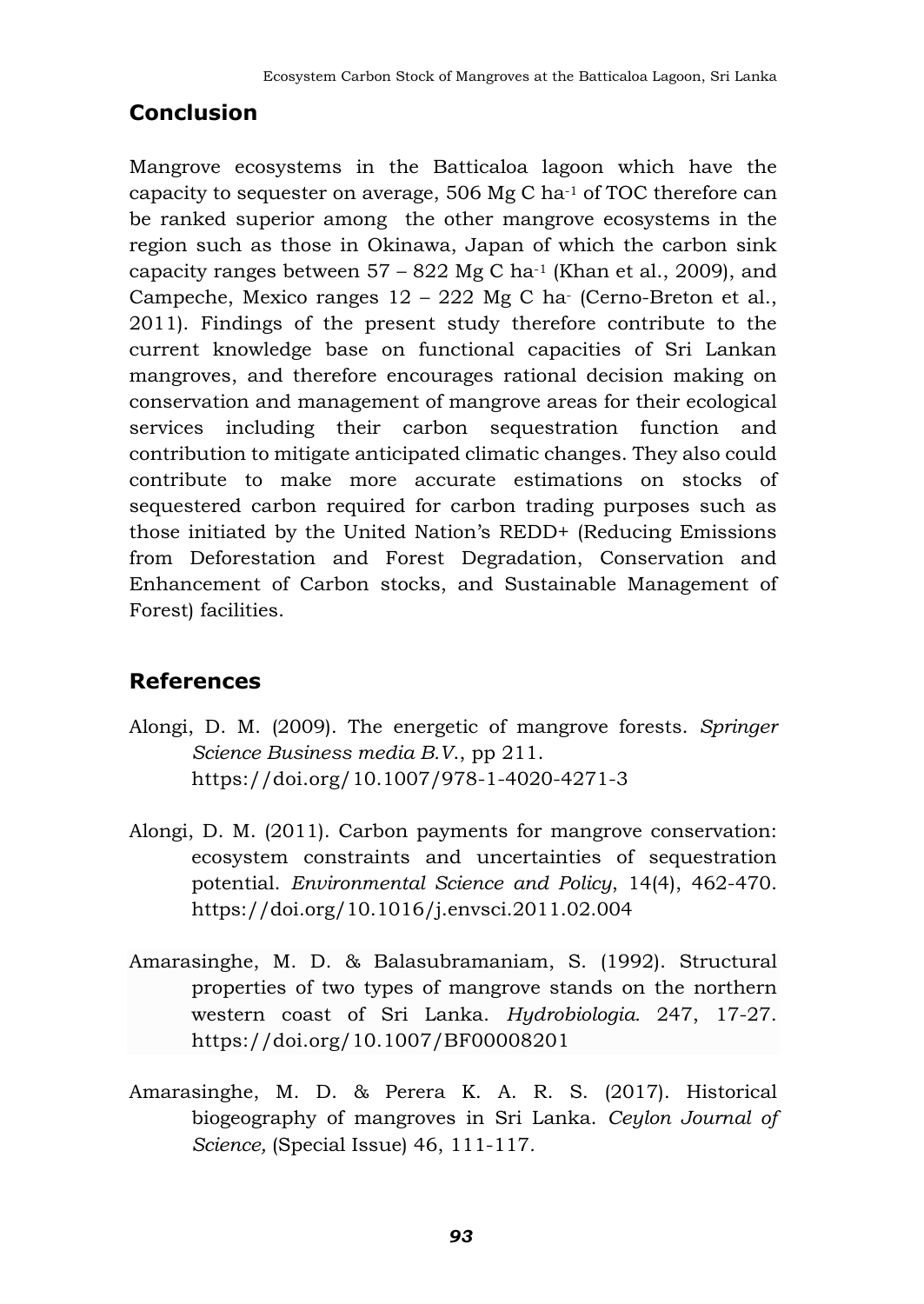## Conclusion

Mangrove ecosystems in the Batticaloa lagoon which have the capacity to sequester on average, 506 Mg C $ha^{-1}$ of TOC therefore can be ranked superior among the other mangrove ecosystems in the region such as those in Okinawa, Japan of which the carbon sink capacity ranges between 57 – 822 Mg C $ha^{-1}$ (Khan et al., 2009), and Campeche, Mexico ranges 12 – 222 Mg C $ha^{-}$ (Cerno-Breton et al., 2011). Findings of the present study therefore contribute to the current knowledge base on functional capacities of Sri Lankan mangroves, and therefore encourages rational decision making on conservation and management of mangrove areas for their ecological services including their carbon sequestration function and contribution to mitigate anticipated climatic changes. They also could contribute to make more accurate estimations on stocks of sequestered carbon required for carbon trading purposes such as those initiated by the United Nation's REDD+ (Reducing Emissions from Deforestation and Forest Degradation, Conservation and Enhancement of Carbon stocks, and Sustainable Management of Forest) facilities.

## References

Alongi, D. M. (2009). The energetic of mangrove forests. *Springer Science Business media B.V.*, pp 211. https://doi.org/10.1007/978-1-4020-4271-3

Alongi, D. M. (2011). Carbon payments for mangrove conservation: ecosystem constraints and uncertainties of sequestration potential. *Environmental Science and Policy*, 14(4), 462-470. https://doi.org/10.1016/j.envsci.2011.02.004

Amarasinghe, M. D. & Balasubramaniam, S. (1992). Structural properties of two types of mangrove stands on the northern western coast of Sri Lanka. *Hydrobiologia*. 247, 17-27. https://doi.org/10.1007/BF00008201

Amarasinghe, M. D. & Perera K. A. R. S. (2017). Historical biogeography of mangroves in Sri Lanka. *Ceylon Journal of Science,* (Special Issue) 46, 111-117.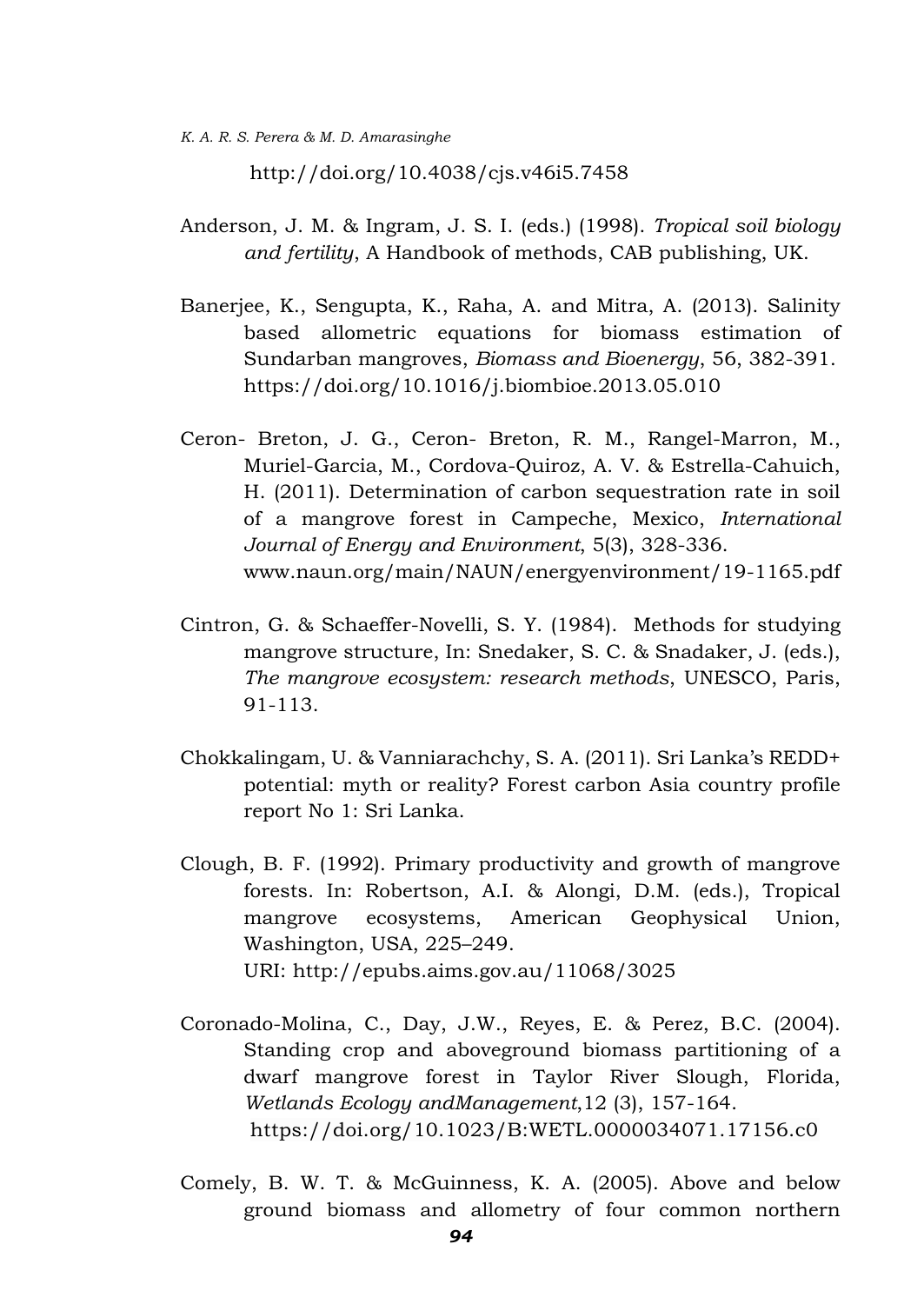http://doi.org/10.4038/cjs.v46i5.7458

Anderson, J. M. & Ingram, J. S. I. (eds.) (1998). *Tropical soil biology and fertility*, A Handbook of methods, CAB publishing, UK.

Banerjee, K., Sengupta, K., Raha, A. and Mitra, A. (2013). Salinity based allometric equations for biomass estimation of Sundarban mangroves, *Biomass and Bioenergy*, 56, 382-391. https://doi.org/10.1016/j.biombioe.2013.05.010

Ceron- Breton, J. G., Ceron- Breton, R. M., Rangel-Marron, M., Muriel-Garcia, M., Cordova-Quiroz, A. V. & Estrella-Cahuich, H. (2011). Determination of carbon sequestration rate in soil of a mangrove forest in Campeche, Mexico, *International Journal of Energy and Environment*, 5(3), 328-336. www.naun.org/main/NAUN/energyenvironment/19-1165.pdf

Cintron, G. & Schaeffer-Novelli, S. Y. (1984). Methods for studying mangrove structure, In: Snedaker, S. C. & Snadaker, J. (eds.), *The mangrove ecosystem: research methods*, UNESCO, Paris, 91-113.

Chokkalingam, U. & Vanniarachchy, S. A. (2011). Sri Lanka's REDD+ potential: myth or reality? Forest carbon Asia country profile report No 1: Sri Lanka.

Clough, B. F. (1992). Primary productivity and growth of mangrove forests. In: Robertson, A.I. & Alongi, D.M. (eds.), Tropical mangrove ecosystems, American Geophysical Union, Washington, USA, 225–249. URI: http://epubs.aims.gov.au/11068/3025

Coronado-Molina, C., Day, J.W., Reyes, E. & Perez, B.C. (2004). Standing crop and aboveground biomass partitioning of a dwarf mangrove forest in Taylor River Slough, Florida, *Wetlands Ecology andManagement*,12 (3), 157-164. https://doi.org/10.1023/B:WETL.0000034071.17156.c0

Comely, B. W. T. & McGuinness, K. A. (2005). Above and below ground biomass and allometry of four common northern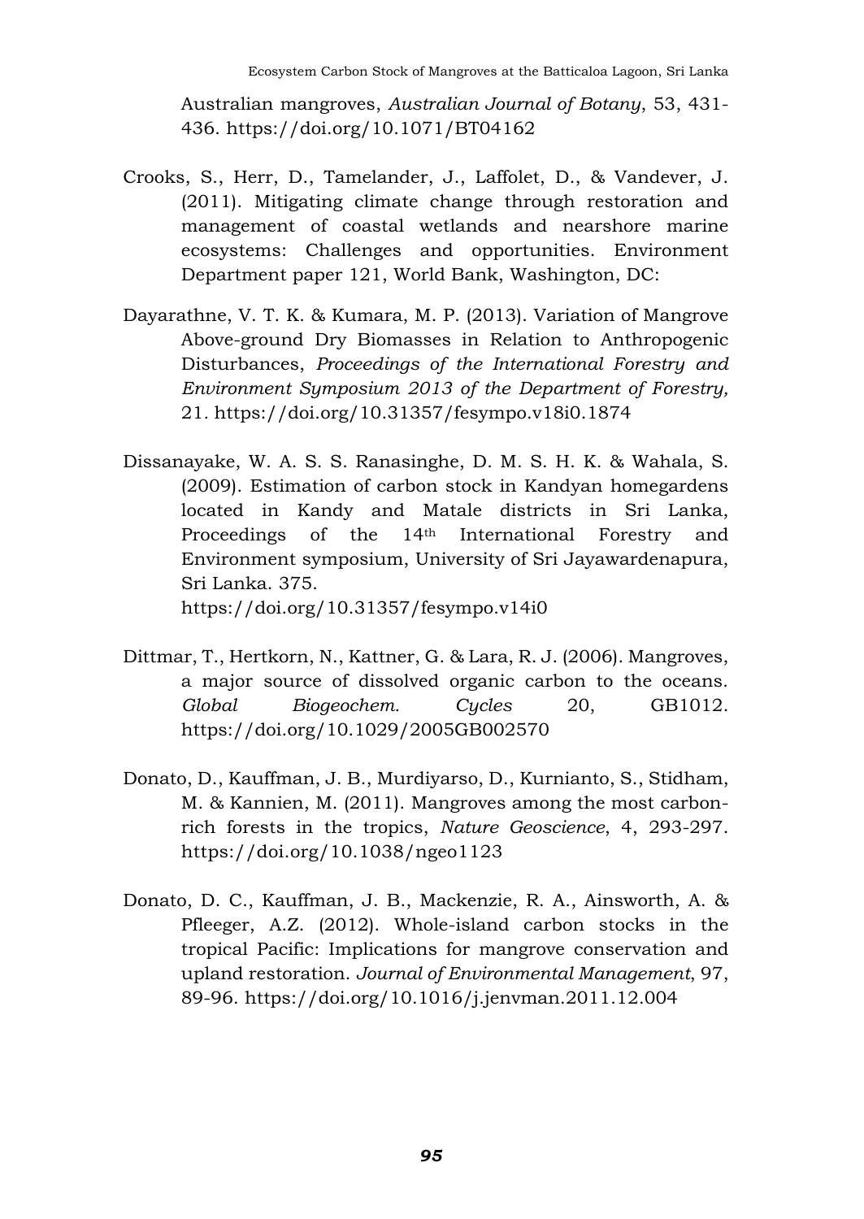Australian mangroves, *Australian Journal of Botany*, 53, 431-436. https://doi.org/10.1071/BT04162

Crooks, S., Herr, D., Tamelander, J., Laffolet, D., & Vandever, J. (2011). Mitigating climate change through restoration and management of coastal wetlands and nearshore marine ecosystems: Challenges and opportunities. Environment Department paper 121, World Bank, Washington, DC:

Dayarathne, V. T. K. & Kumara, M. P. (2013). Variation of Mangrove Above-ground Dry Biomasses in Relation to Anthropogenic Disturbances, *Proceedings of the International Forestry and Environment Symposium 2013 of the Department of Forestry,* 21. https://doi.org/10.31357/fesympo.v18i0.1874

Dissanayake, W. A. S. S. Ranasinghe, D. M. S. H. K. & Wahala, S. (2009). Estimation of carbon stock in Kandyan homegardens located in Kandy and Matale districts in Sri Lanka, Proceedings of the 14th International Forestry and Environment symposium, University of Sri Jayawardenapura, Sri Lanka. 375. https://doi.org/10.31357/fesympo.v14i0

Dittmar, T., Hertkorn, N., Kattner, G. & Lara, R. J. (2006). Mangroves, a major source of dissolved organic carbon to the oceans. *Global Biogeochem. Cycles* 20, GB1012. https://doi.org/10.1029/2005GB002570

Donato, D., Kauffman, J. B., Murdiyarso, D., Kurnianto, S., Stidham, M. & Kannien, M. (2011). Mangroves among the most carbon-rich forests in the tropics, *Nature Geoscience*, 4, 293-297. https://doi.org/10.1038/ngeo1123

Donato, D. C., Kauffman, J. B., Mackenzie, R. A., Ainsworth, A. & Pfleeger, A.Z. (2012). Whole-island carbon stocks in the tropical Pacific: Implications for mangrove conservation and upland restoration. *Journal of Environmental Management*, 97, 89-96. https://doi.org/10.1016/j.jenvman.2011.12.004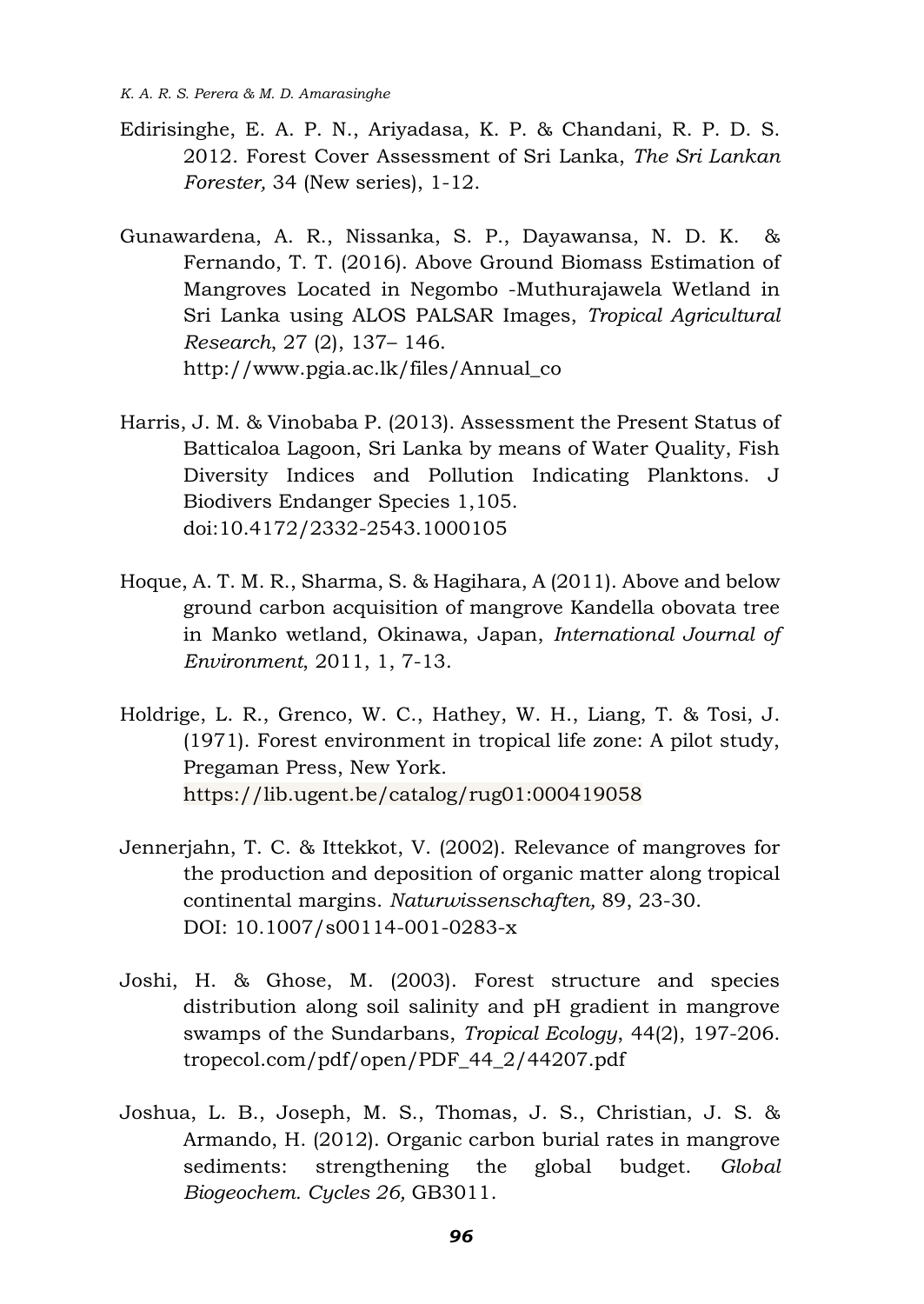Edirisinghe, E. A. P. N., Ariyadasa, K. P. & Chandani, R. P. D. S. 2012. Forest Cover Assessment of Sri Lanka, *The Sri Lankan Forester,* 34 (New series), 1-12.

Gunawardena, A. R., Nissanka, S. P., Dayawansa, N. D. K. & Fernando, T. T. (2016). Above Ground Biomass Estimation of Mangroves Located in Negombo -Muthurajawela Wetland in Sri Lanka using ALOS PALSAR Images, *Tropical Agricultural Research*, 27 (2), 137– 146. http://www.pgia.ac.lk/files/Annual_co

Harris, J. M. & Vinobaba P. (2013). Assessment the Present Status of Batticaloa Lagoon, Sri Lanka by means of Water Quality, Fish Diversity Indices and Pollution Indicating Planktons. J Biodivers Endanger Species 1,105. doi:10.4172/2332-2543.1000105

Hoque, A. T. M. R., Sharma, S. & Hagihara, A (2011). Above and below ground carbon acquisition of mangrove Kandella obovata tree in Manko wetland, Okinawa, Japan, *International Journal of Environment*, 2011, 1, 7-13.

Holdrige, L. R., Grenco, W. C., Hathey, W. H., Liang, T. & Tosi, J. (1971). Forest environment in tropical life zone: A pilot study, Pregaman Press, New York. https://lib.ugent.be/catalog/rug01:000419058

Jennerjahn, T. C. & Ittekkot, V. (2002). Relevance of mangroves for the production and deposition of organic matter along tropical continental margins. *Naturwissenschaften,* 89, 23-30. DOI: 10.1007/s00114-001-0283-x

Joshi, H. & Ghose, M. (2003). Forest structure and species distribution along soil salinity and pH gradient in mangrove swamps of the Sundarbans, *Tropical Ecology*, 44(2), 197-206. tropecol.com/pdf/open/PDF_44_2/44207.pdf

Joshua, L. B., Joseph, M. S., Thomas, J. S., Christian, J. S. & Armando, H. (2012). Organic carbon burial rates in mangrove sediments: strengthening the global budget. *Global Biogeochem. Cycles 26,* GB3011.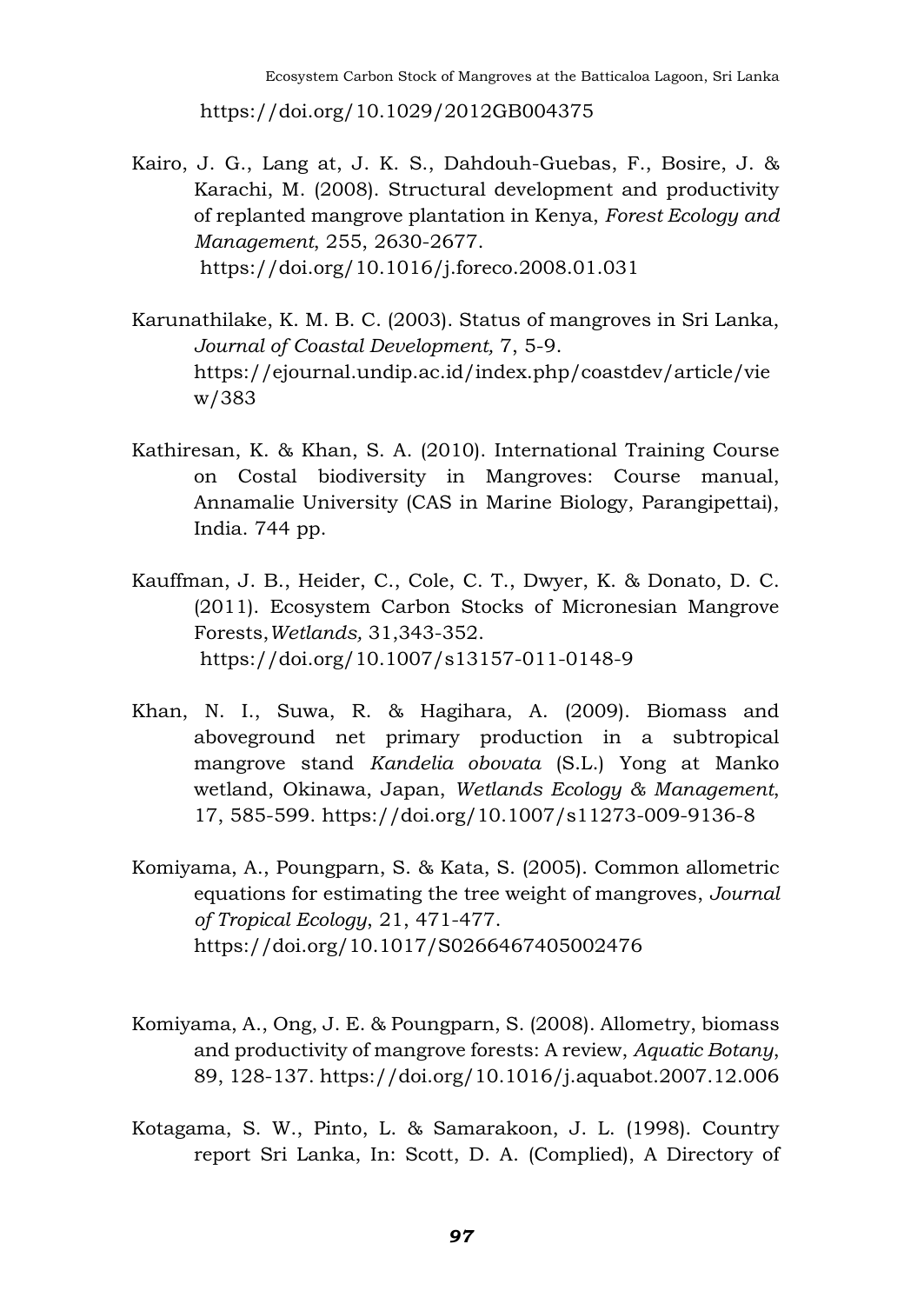https://doi.org/10.1029/2012GB004375

Kairo, J. G., Lang at, J. K. S., Dahdouh-Guebas, F., Bosire, J. & Karachi, M. (2008). Structural development and productivity of replanted mangrove plantation in Kenya, *Forest Ecology and Management*, 255, 2630-2677. https://doi.org/10.1016/j.foreco.2008.01.031

Karunathilake, K. M. B. C. (2003). Status of mangroves in Sri Lanka, *Journal of Coastal Development,* 7, 5-9. https://ejournal.undip.ac.id/index.php/coastdev/article/view/383

Kathiresan, K. & Khan, S. A. (2010). International Training Course on Costal biodiversity in Mangroves: Course manual, Annamalie University (CAS in Marine Biology, Parangipettai), India. 744 pp.

Kauffman, J. B., Heider, C., Cole, C. T., Dwyer, K. & Donato, D. C. (2011). Ecosystem Carbon Stocks of Micronesian Mangrove Forests, *Wetlands,* 31,343-352. https://doi.org/10.1007/s13157-011-0148-9

Khan, N. I., Suwa, R. & Hagihara, A. (2009). Biomass and aboveground net primary production in a subtropical mangrove stand *Kandelia obovata* (S.L.) Yong at Manko wetland, Okinawa, Japan, *Wetlands Ecology & Management*, 17, 585-599. https://doi.org/10.1007/s11273-009-9136-8

Komiyama, A., Poungparn, S. & Kata, S. (2005). Common allometric equations for estimating the tree weight of mangroves, *Journal of Tropical Ecology*, 21, 471-477. https://doi.org/10.1017/S0266467405002476

Komiyama, A., Ong, J. E. & Poungparn, S. (2008). Allometry, biomass and productivity of mangrove forests: A review, *Aquatic Botany*, 89, 128-137. https://doi.org/10.1016/j.aquabot.2007.12.006

Kotagama, S. W., Pinto, L. & Samarakoon, J. L. (1998). Country report Sri Lanka, In: Scott, D. A. (Complied), A Directory of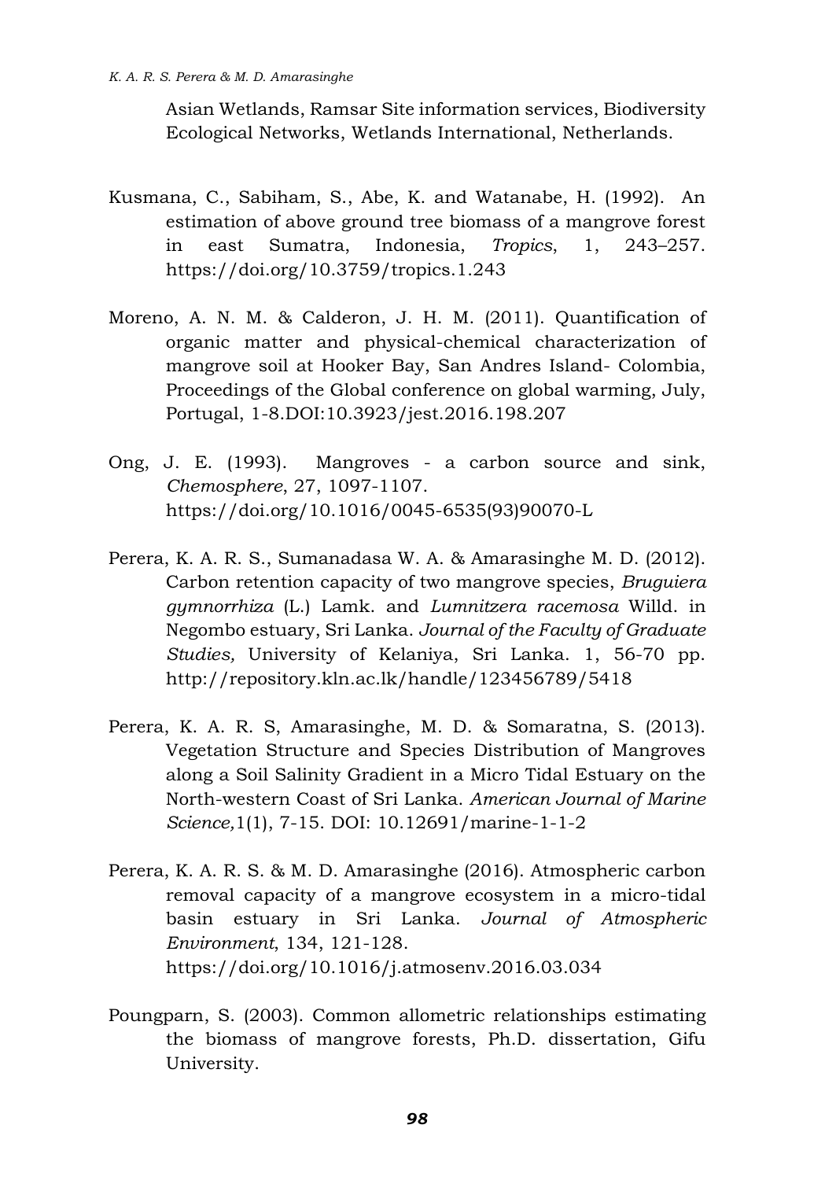Asian Wetlands, Ramsar Site information services, Biodiversity Ecological Networks, Wetlands International, Netherlands.

Kusmana, C., Sabiham, S., Abe, K. and Watanabe, H. (1992). An estimation of above ground tree biomass of a mangrove forest in east Sumatra, Indonesia, *Tropics*, 1, 243–257. https://doi.org/10.3759/tropics.1.243

Moreno, A. N. M. & Calderon, J. H. M. (2011). Quantification of organic matter and physical-chemical characterization of mangrove soil at Hooker Bay, San Andres Island- Colombia, Proceedings of the Global conference on global warming, July, Portugal, 1-8.DOI:10.3923/jest.2016.198.207

Ong, J. E. (1993). Mangroves - a carbon source and sink, *Chemosphere*, 27, 1097-1107. https://doi.org/10.1016/0045-6535(93)90070-L

Perera, K. A. R. S., Sumanadasa W. A. & Amarasinghe M. D. (2012). Carbon retention capacity of two mangrove species, *Bruguiera gymnorrhiza* (L.) Lamk. and *Lumnitzera racemosa* Willd. in Negombo estuary, Sri Lanka. *Journal of the Faculty of Graduate Studies,* University of Kelaniya, Sri Lanka. 1, 56-70 pp. http://repository.kln.ac.lk/handle/123456789/5418

Perera, K. A. R. S, Amarasinghe, M. D. & Somaratna, S. (2013). Vegetation Structure and Species Distribution of Mangroves along a Soil Salinity Gradient in a Micro Tidal Estuary on the North-western Coast of Sri Lanka. *American Journal of Marine Science,*1(1), 7-15. DOI: 10.12691/marine-1-1-2

Perera, K. A. R. S. & M. D. Amarasinghe (2016). Atmospheric carbon removal capacity of a mangrove ecosystem in a micro-tidal basin estuary in Sri Lanka. *Journal of Atmospheric Environment*, 134, 121-128. https://doi.org/10.1016/j.atmosenv.2016.03.034

Poungparn, S. (2003). Common allometric relationships estimating the biomass of mangrove forests, Ph.D. dissertation, Gifu University.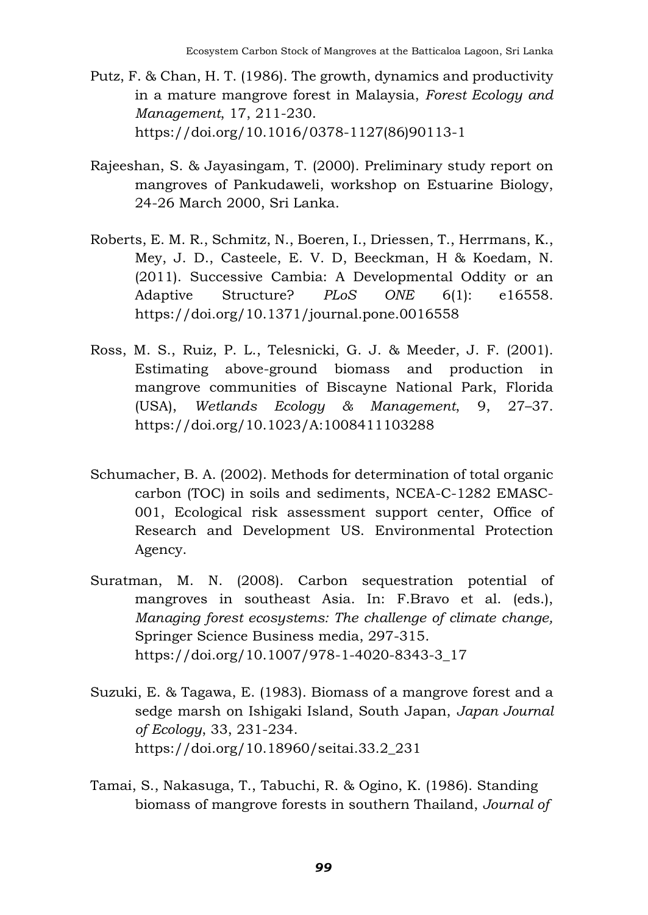Putz, F. & Chan, H. T. (1986). The growth, dynamics and productivity in a mature mangrove forest in Malaysia, *Forest Ecology and Management*, 17, 211-230. https://doi.org/10.1016/0378-1127(86)90113-1

Rajeeshan, S. & Jayasingam, T. (2000). Preliminary study report on mangroves of Pankudaweli, workshop on Estuarine Biology, 24-26 March 2000, Sri Lanka.

Roberts, E. M. R., Schmitz, N., Boeren, I., Driessen, T., Herrmans, K., Mey, J. D., Casteele, E. V. D, Beeckman, H & Koedam, N. (2011). Successive Cambia: A Developmental Oddity or an Adaptive Structure? *PLoS ONE* 6(1): e16558. https://doi.org/10.1371/journal.pone.0016558

Ross, M. S., Ruiz, P. L., Telesnicki, G. J. & Meeder, J. F. (2001). Estimating above-ground biomass and production in mangrove communities of Biscayne National Park, Florida (USA), *Wetlands Ecology & Management*, 9, 27–37. https://doi.org/10.1023/A:1008411103288

Schumacher, B. A. (2002). Methods for determination of total organic carbon (TOC) in soils and sediments, NCEA-C-1282 EMASC-001, Ecological risk assessment support center, Office of Research and Development US. Environmental Protection Agency.

Suratman, M. N. (2008). Carbon sequestration potential of mangroves in southeast Asia. In: F.Bravo et al. (eds.), *Managing forest ecosystems: The challenge of climate change*, Springer Science Business media, 297-315. https://doi.org/10.1007/978-1-4020-8343-3_17

Suzuki, E. & Tagawa, E. (1983). Biomass of a mangrove forest and a sedge marsh on Ishigaki Island, South Japan, *Japan Journal of Ecology*, 33, 231-234. https://doi.org/10.18960/seitai.33.2_231

Tamai, S., Nakasuga, T., Tabuchi, R. & Ogino, K. (1986). Standing biomass of mangrove forests in southern Thailand, *Journal of*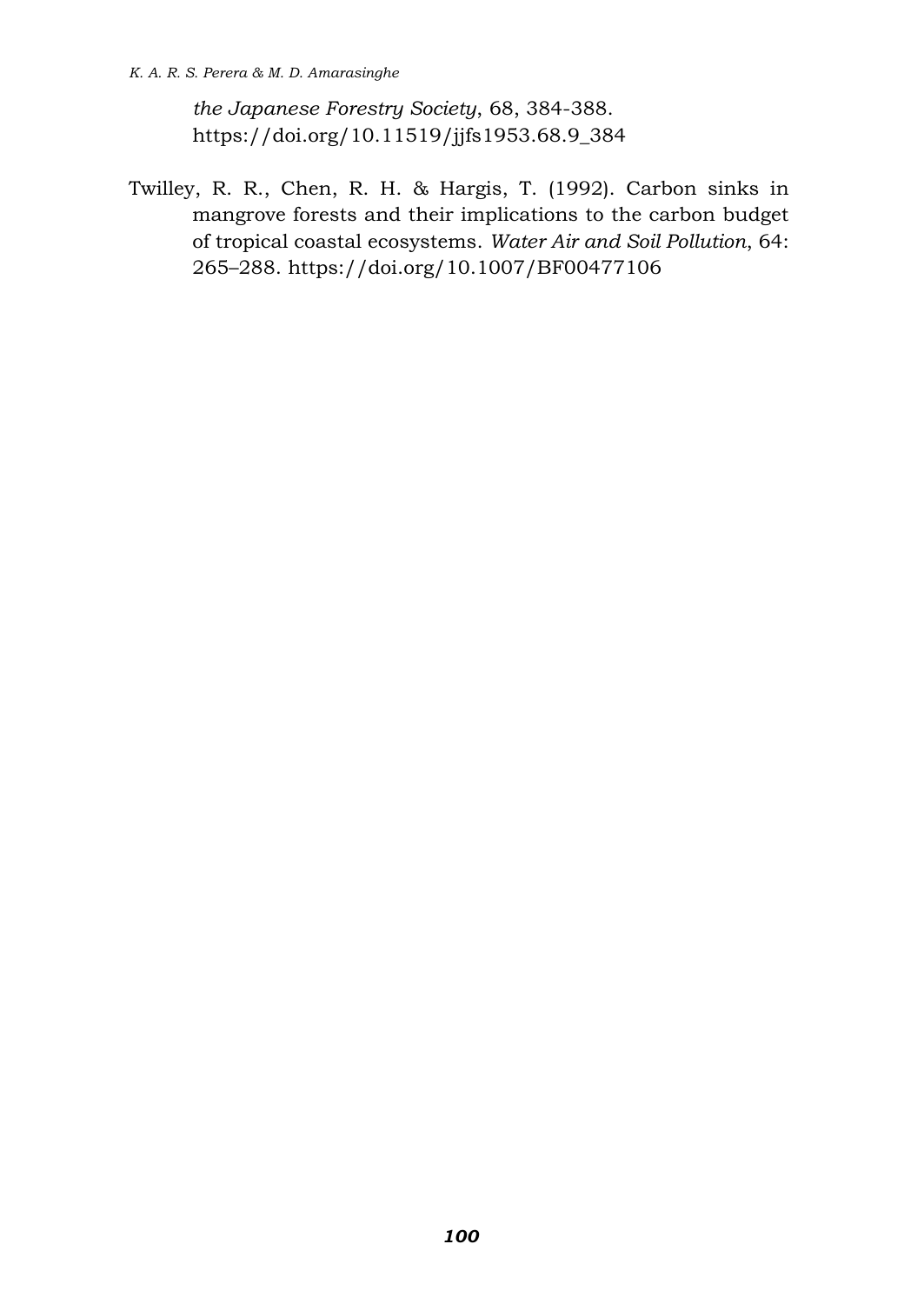*the Japanese Forestry Society*, 68, 384-388. https://doi.org/10.11519/jjfs1953.68.9_384

Twilley, R. R., Chen, R. H. & Hargis, T. (1992). Carbon sinks in mangrove forests and their implications to the carbon budget of tropical coastal ecosystems. *Water Air and Soil Pollution*, 64: 265–288. https://doi.org/10.1007/BF00477106